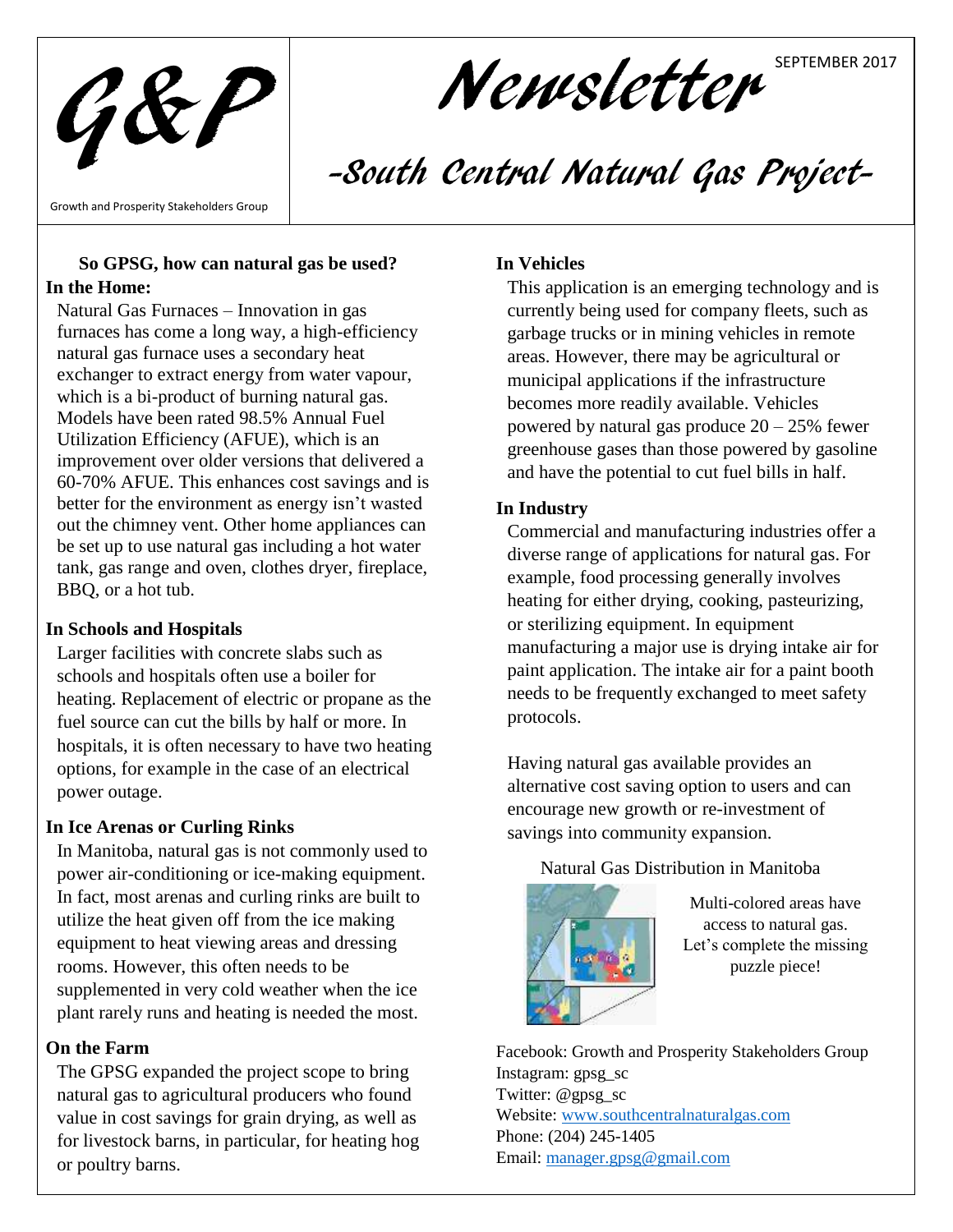# G&P Newsletter

SEPTEMBER 2017

Growth and Prosperity Stakeholders Group

## -South Central Natural Gas Project-

**So GPSG, how can natural gas be used?**

### In the Home:

Natural Gas Furnaces – Innovation in gas furnaces has come a long way, a high-efficiency natural gas furnace uses a secondary heat exchanger to extract energy from water vapour, which is a bi-product of burning natural gas. Models have been rated 98.5% Annual Fuel Utilization Efficiency (AFUE), which is an improvement over older versions that delivered a 60-70% AFUE. This enhances cost savings and is better for the environment as energy isn't wasted out the chimney vent. Other home appliances can be set up to use natural gas including a hot water tank, gas range and oven, clothes dryer, fireplace, BBQ, or a hot tub.

### In Schools and Hospitals

Larger facilities with concrete slabs such as schools and hospitals often use a boiler for heating. Replacement of electric or propane as the fuel source can cut the bills by half or more. In hospitals, it is often necessary to have two heating options, for example in the case of an electrical power outage.

### In Ice Arenas or Curling Rinks

In Manitoba, natural gas is not commonly used to power air-conditioning or ice-making equipment. In fact, most arenas and curling rinks are built to utilize the heat given off from the ice making equipment to heat viewing areas and dressing rooms. However, this often needs to be supplemented in very cold weather when the ice plant rarely runs and heating is needed the most.

### On the Farm

The GPSG expanded the project scope to bring natural gas to agricultural producers who found value in cost savings for grain drying, as well as for livestock barns, in particular, for heating hog or poultry barns.

### In Vehicles

This application is an emerging technology and is currently being used for company fleets, such as garbage trucks or in mining vehicles in remote areas. However, there may be agricultural or municipal applications if the infrastructure becomes more readily available. Vehicles powered by natural gas produce 20 – 25% fewer greenhouse gases than those powered by gasoline and have the potential to cut fuel bills in half.

### In Industry

Commercial and manufacturing industries offer a diverse range of applications for natural gas. For example, food processing generally involves heating for either drying, cooking, pasteurizing, or sterilizing equipment. In equipment manufacturing a major use is drying intake air for paint application. The intake air for a paint booth needs to be frequently exchanged to meet safety protocols.

Having natural gas available provides an alternative cost saving option to users and can encourage new growth or re-investment of savings into community expansion.

Natural Gas Distribution in Manitoba

Multi-colored areas have access to natural gas. Let's complete the missing puzzle piece!

Facebook: Growth and Prosperity Stakeholders Group
Instagram: gpsg_sc
Twitter: @gpsg_sc
Website: www.southcentralnaturalgas.com
Phone: (204) 245-1405
Email: manager.gpsg@gmail.com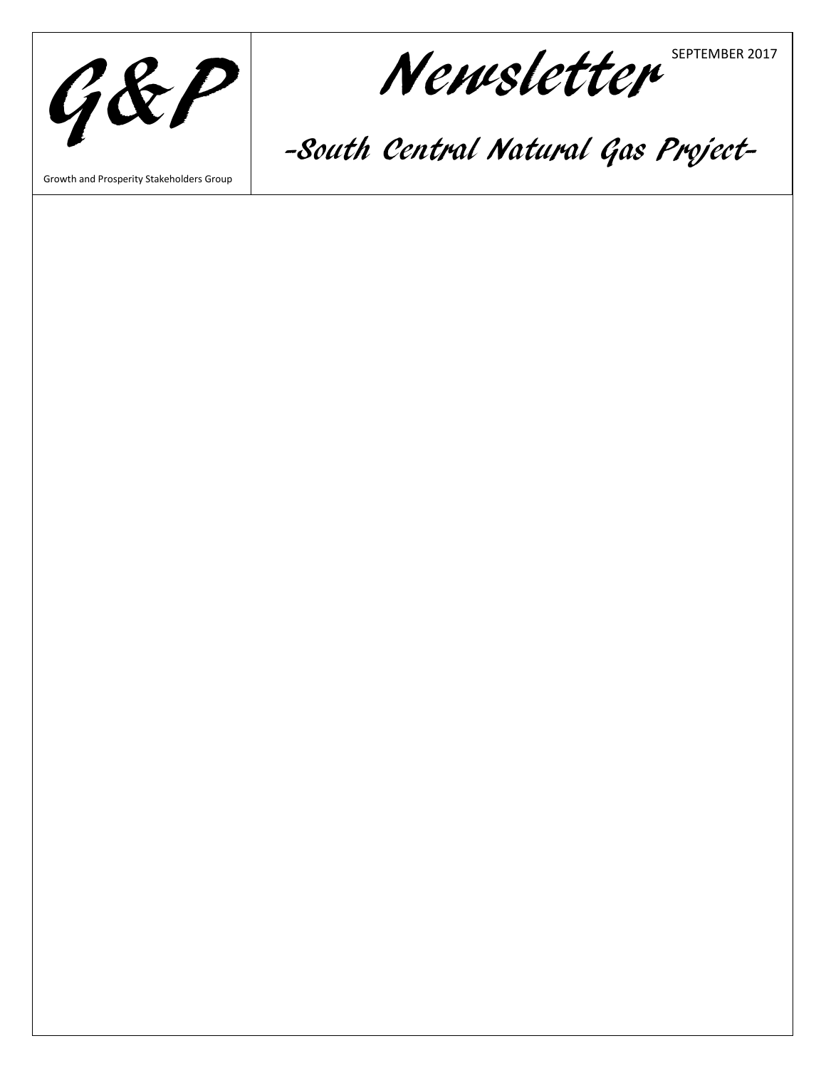# G&P

Growth and Prosperity Stakeholders Group

# Newsletter

SEPTEMBER 2017

## -South Central Natural Gas Project-